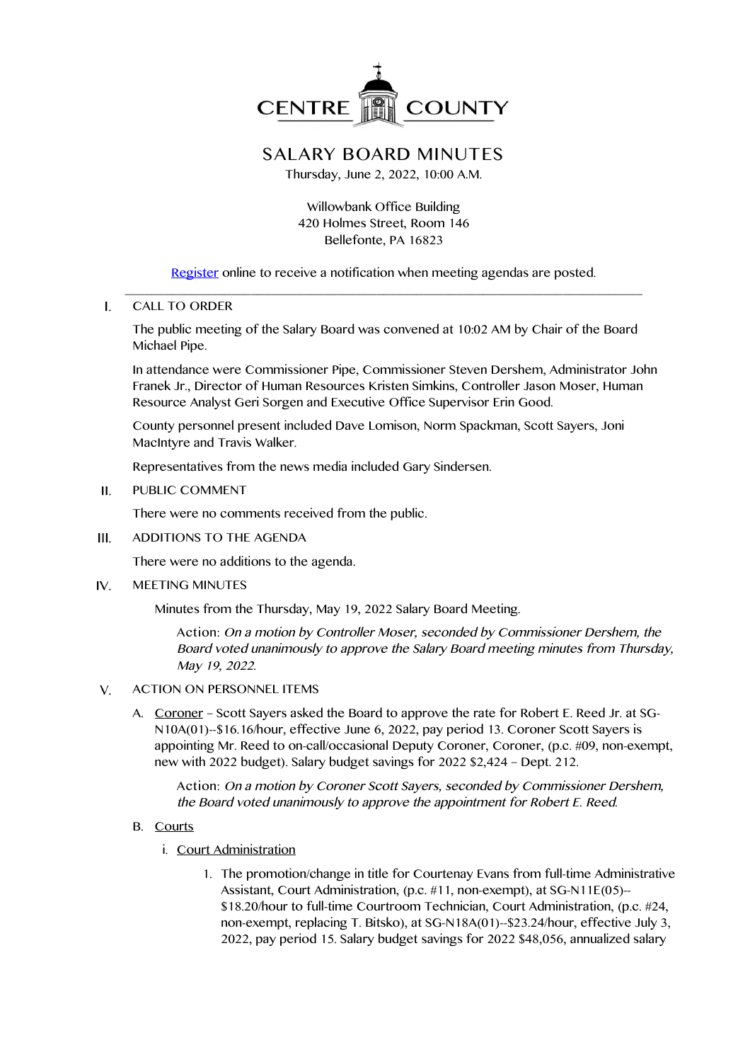CENTRE COUNTY

# SALARY BOARD MINUTES

Thursday, June 2, 2022, 10:00 A.M.

Willowbank Office Building
420 Holmes Street, Room 146
Bellefonte, PA 16823

Register online to receive a notification when meeting agendas are posted.

---

I. CALL TO ORDER

The public meeting of the Salary Board was convened at 10:02 AM by Chair of the Board Michael Pipe.

In attendance were Commissioner Pipe, Commissioner Steven Dershem, Administrator John Franek Jr., Director of Human Resources Kristen Simkins, Controller Jason Moser, Human Resource Analyst Geri Sorgen and Executive Office Supervisor Erin Good.

County personnel present included Dave Lomison, Norm Spackman, Scott Sayers, Joni MacIntyre and Travis Walker.

Representatives from the news media included Gary Sindersen.

II. PUBLIC COMMENT

There were no comments received from the public.

III. ADDITIONS TO THE AGENDA

There were no additions to the agenda.

IV. MEETING MINUTES

Minutes from the Thursday, May 19, 2022 Salary Board Meeting.

Action: *On a motion by Controller Moser, seconded by Commissioner Dershem, the Board voted unanimously to approve the Salary Board meeting minutes from Thursday, May 19, 2022.*

V. ACTION ON PERSONNEL ITEMS

A. Coroner – Scott Sayers asked the Board to approve the rate for Robert E. Reed Jr. at SG-N10A(01)--$16.16/hour, effective June 6, 2022, pay period 13. Coroner Scott Sayers is appointing Mr. Reed to on-call/occasional Deputy Coroner, Coroner, (p.c. #09, non-exempt, new with 2022 budget). Salary budget savings for 2022 $2,424 – Dept. 212.

Action: *On a motion by Coroner Scott Sayers, seconded by Commissioner Dershem, the Board voted unanimously to approve the appointment for Robert E. Reed.*

B. Courts

i. Court Administration

1. The promotion/change in title for Courtenay Evans from full-time Administrative Assistant, Court Administration, (p.c. #11, non-exempt), at SG-N11E(05)--$18.20/hour to full-time Courtroom Technician, Court Administration, (p.c. #24, non-exempt, replacing T. Bitsko), at SG-N18A(01)--$23.24/hour, effective July 3, 2022, pay period 15. Salary budget savings for 2022 $48,056, annualized salary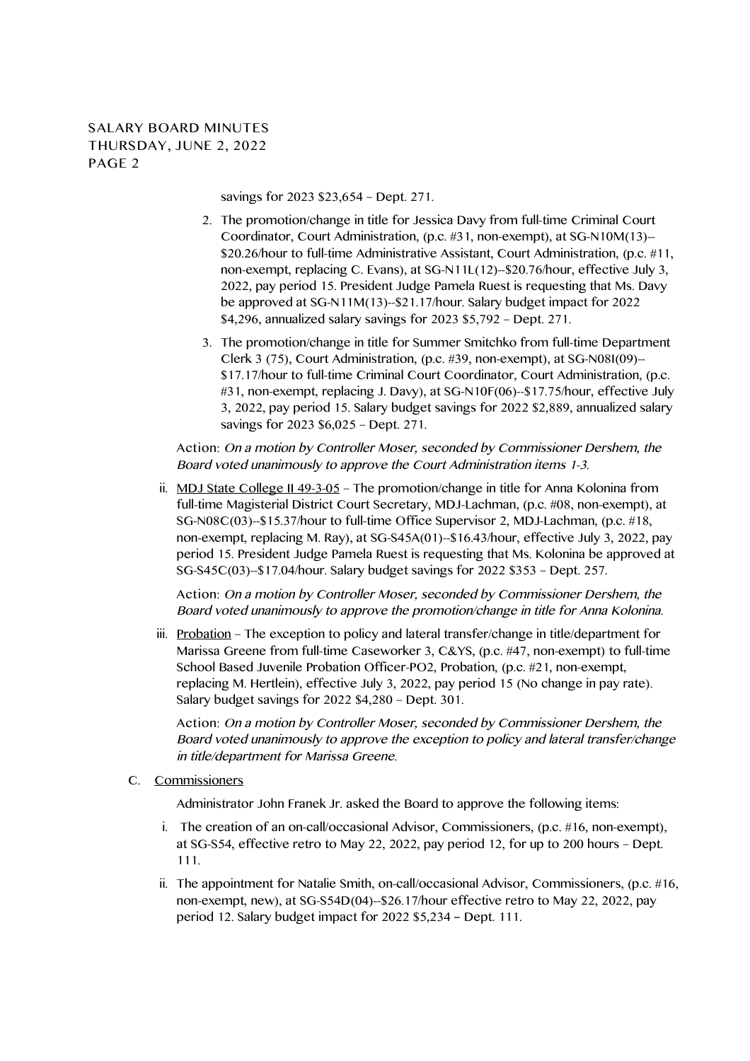savings for 2023 $23,654 – Dept. 271.

2. The promotion/change in title for Jessica Davy from full-time Criminal Court Coordinator, Court Administration, (p.c. #31, non-exempt), at SG-N10M(13)--$20.26/hour to full-time Administrative Assistant, Court Administration, (p.c. #11, non-exempt, replacing C. Evans), at SG-N11L(12)--$20.76/hour, effective July 3, 2022, pay period 15. President Judge Pamela Ruest is requesting that Ms. Davy be approved at SG-N11M(13)--$21.17/hour. Salary budget impact for 2022 $4,296, annualized salary savings for 2023 $5,792 – Dept. 271.

3. The promotion/change in title for Summer Smitchko from full-time Department Clerk 3 (75), Court Administration, (p.c. #39, non-exempt), at SG-N08I(09)--$17.17/hour to full-time Criminal Court Coordinator, Court Administration, (p.c. #31, non-exempt, replacing J. Davy), at SG-N10F(06)--$17.75/hour, effective July 3, 2022, pay period 15. Salary budget savings for 2022 $2,889, annualized salary savings for 2023 $6,025 – Dept. 271.

Action: *On a motion by Controller Moser, seconded by Commissioner Dershem, the Board voted unanimously to approve the Court Administration items 1-3.*

ii. MDJ State College II 49-3-05 – The promotion/change in title for Anna Kolonina from full-time Magisterial District Court Secretary, MDJ-Lachman, (p.c. #08, non-exempt), at SG-N08C(03)--$15.37/hour to full-time Office Supervisor 2, MDJ-Lachman, (p.c. #18, non-exempt, replacing M. Ray), at SG-S45A(01)--$16.43/hour, effective July 3, 2022, pay period 15. President Judge Pamela Ruest is requesting that Ms. Kolonina be approved at SG-S45C(03)--$17.04/hour. Salary budget savings for 2022 $353 – Dept. 257.

Action: *On a motion by Controller Moser, seconded by Commissioner Dershem, the Board voted unanimously to approve the promotion/change in title for Anna Kolonina.*

iii. Probation – The exception to policy and lateral transfer/change in title/department for Marissa Greene from full-time Caseworker 3, C&YS, (p.c. #47, non-exempt) to full-time School Based Juvenile Probation Officer-PO2, Probation, (p.c. #21, non-exempt, replacing M. Hertlein), effective July 3, 2022, pay period 15 (No change in pay rate). Salary budget savings for 2022 $4,280 – Dept. 301.

Action: *On a motion by Controller Moser, seconded by Commissioner Dershem, the Board voted unanimously to approve the exception to policy and lateral transfer/change in title/department for Marissa Greene.*

C. Commissioners

Administrator John Franek Jr. asked the Board to approve the following items:

i. The creation of an on-call/occasional Advisor, Commissioners, (p.c. #16, non-exempt), at SG-S54, effective retro to May 22, 2022, pay period 12, for up to 200 hours – Dept. 111.

ii. The appointment for Natalie Smith, on-call/occasional Advisor, Commissioners, (p.c. #16, non-exempt, new), at SG-S54D(04)--$26.17/hour effective retro to May 22, 2022, pay period 12. Salary budget impact for 2022 $5,234 – Dept. 111.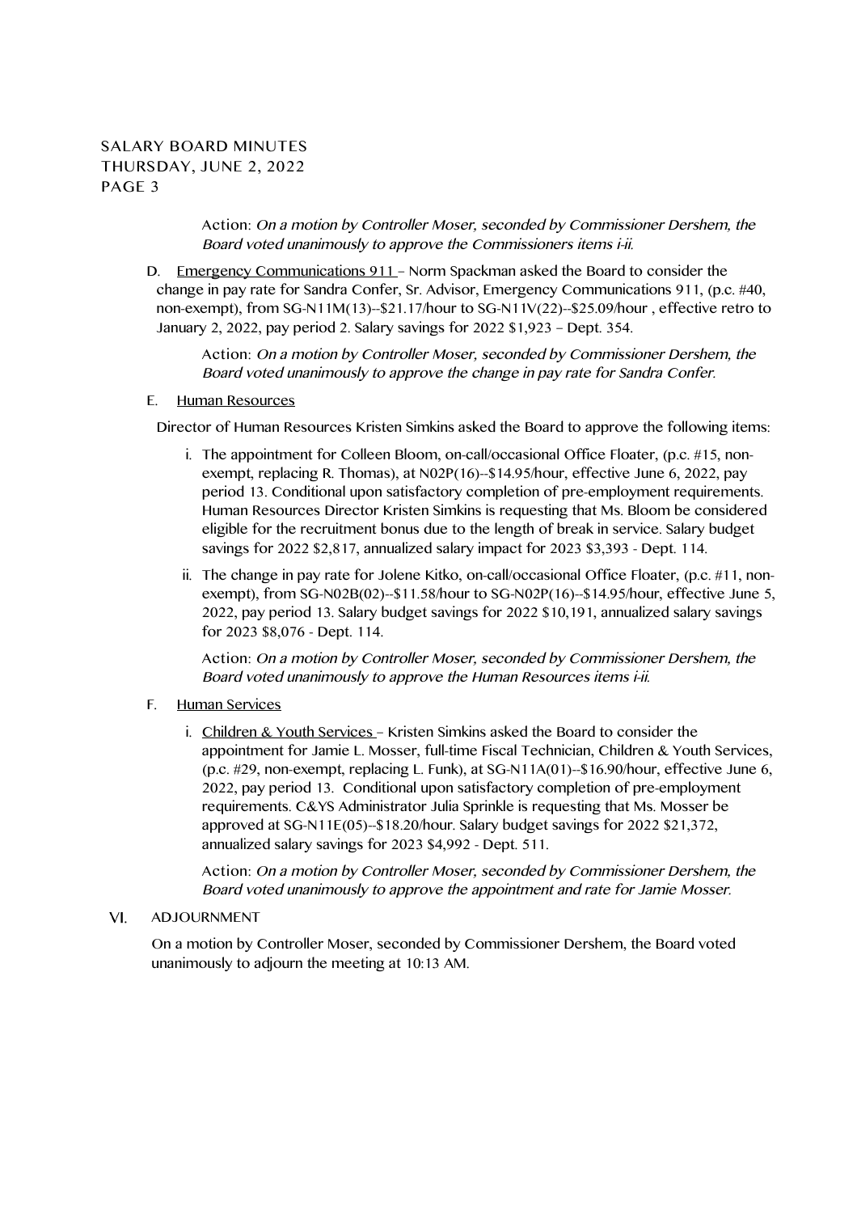Action: *On a motion by Controller Moser, seconded by Commissioner Dershem, the Board voted unanimously to approve the Commissioners items i-ii.*

D. Emergency Communications 911 – Norm Spackman asked the Board to consider the change in pay rate for Sandra Confer, Sr. Advisor, Emergency Communications 911, (p.c. #40, non-exempt), from SG-N11M(13)--$21.17/hour to SG-N11V(22)--$25.09/hour , effective retro to January 2, 2022, pay period 2. Salary savings for 2022 $1,923 – Dept. 354.

Action: *On a motion by Controller Moser, seconded by Commissioner Dershem, the Board voted unanimously to approve the change in pay rate for Sandra Confer.*

E. Human Resources

Director of Human Resources Kristen Simkins asked the Board to approve the following items:

i. The appointment for Colleen Bloom, on-call/occasional Office Floater, (p.c. #15, non-exempt, replacing R. Thomas), at N02P(16)--$14.95/hour, effective June 6, 2022, pay period 13. Conditional upon satisfactory completion of pre-employment requirements. Human Resources Director Kristen Simkins is requesting that Ms. Bloom be considered eligible for the recruitment bonus due to the length of break in service. Salary budget savings for 2022 $2,817, annualized salary impact for 2023 $3,393 - Dept. 114.

ii. The change in pay rate for Jolene Kitko, on-call/occasional Office Floater, (p.c. #11, non-exempt), from SG-N02B(02)--$11.58/hour to SG-N02P(16)--$14.95/hour, effective June 5, 2022, pay period 13. Salary budget savings for 2022 $10,191, annualized salary savings for 2023 $8,076 - Dept. 114.

Action: *On a motion by Controller Moser, seconded by Commissioner Dershem, the Board voted unanimously to approve the Human Resources items i-ii.*

F. Human Services

i. Children & Youth Services – Kristen Simkins asked the Board to consider the appointment for Jamie L. Mosser, full-time Fiscal Technician, Children & Youth Services, (p.c. #29, non-exempt, replacing L. Funk), at SG-N11A(01)--$16.90/hour, effective June 6, 2022, pay period 13. Conditional upon satisfactory completion of pre-employment requirements. C&YS Administrator Julia Sprinkle is requesting that Ms. Mosser be approved at SG-N11E(05)--$18.20/hour. Salary budget savings for 2022 $21,372, annualized salary savings for 2023 $4,992 - Dept. 511.

Action: *On a motion by Controller Moser, seconded by Commissioner Dershem, the Board voted unanimously to approve the appointment and rate for Jamie Mosser.*

VI. ADJOURNMENT

On a motion by Controller Moser, seconded by Commissioner Dershem, the Board voted unanimously to adjourn the meeting at 10:13 AM.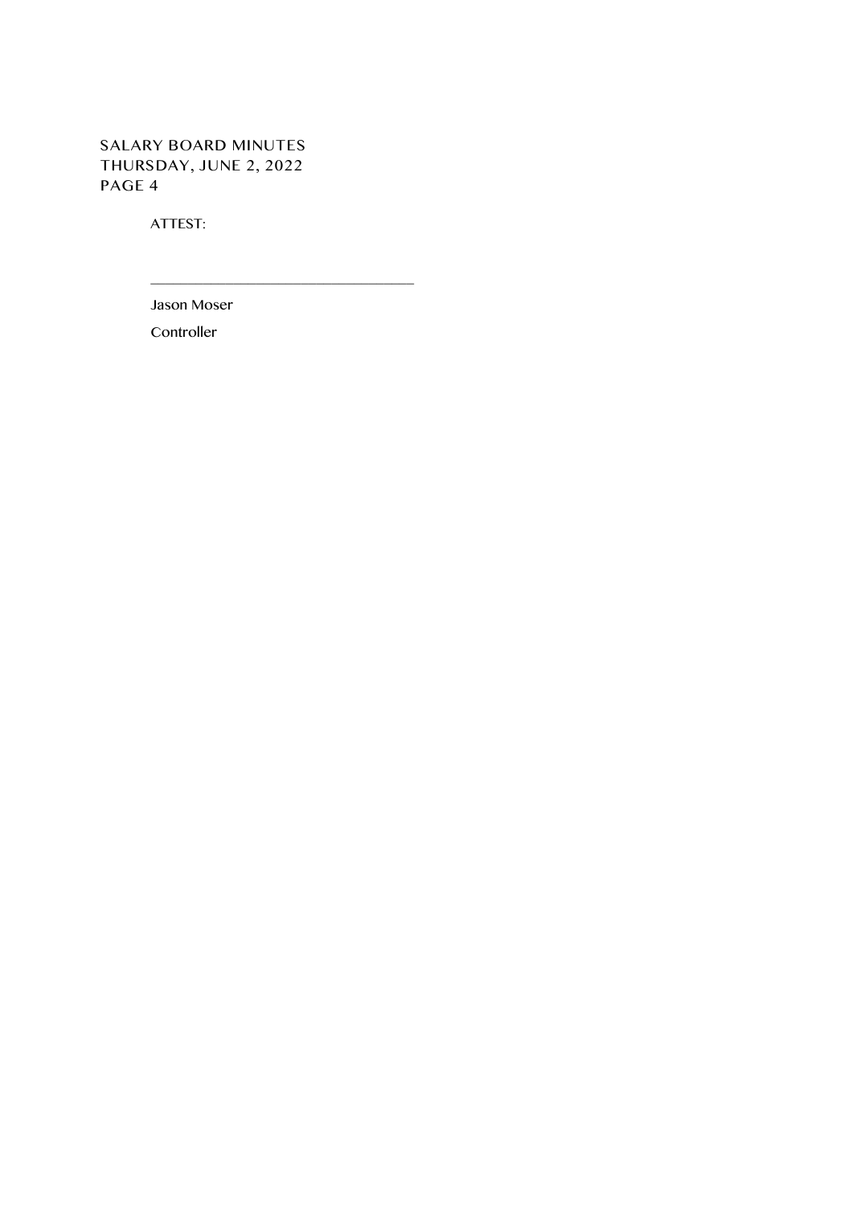ATTEST:

\_\_\_\_\_\_\_\_\_\_\_\_\_\_\_\_\_\_\_\_\_\_\_\_\_\_\_\_\_\_\_\_\_\_

Jason Moser

Controller